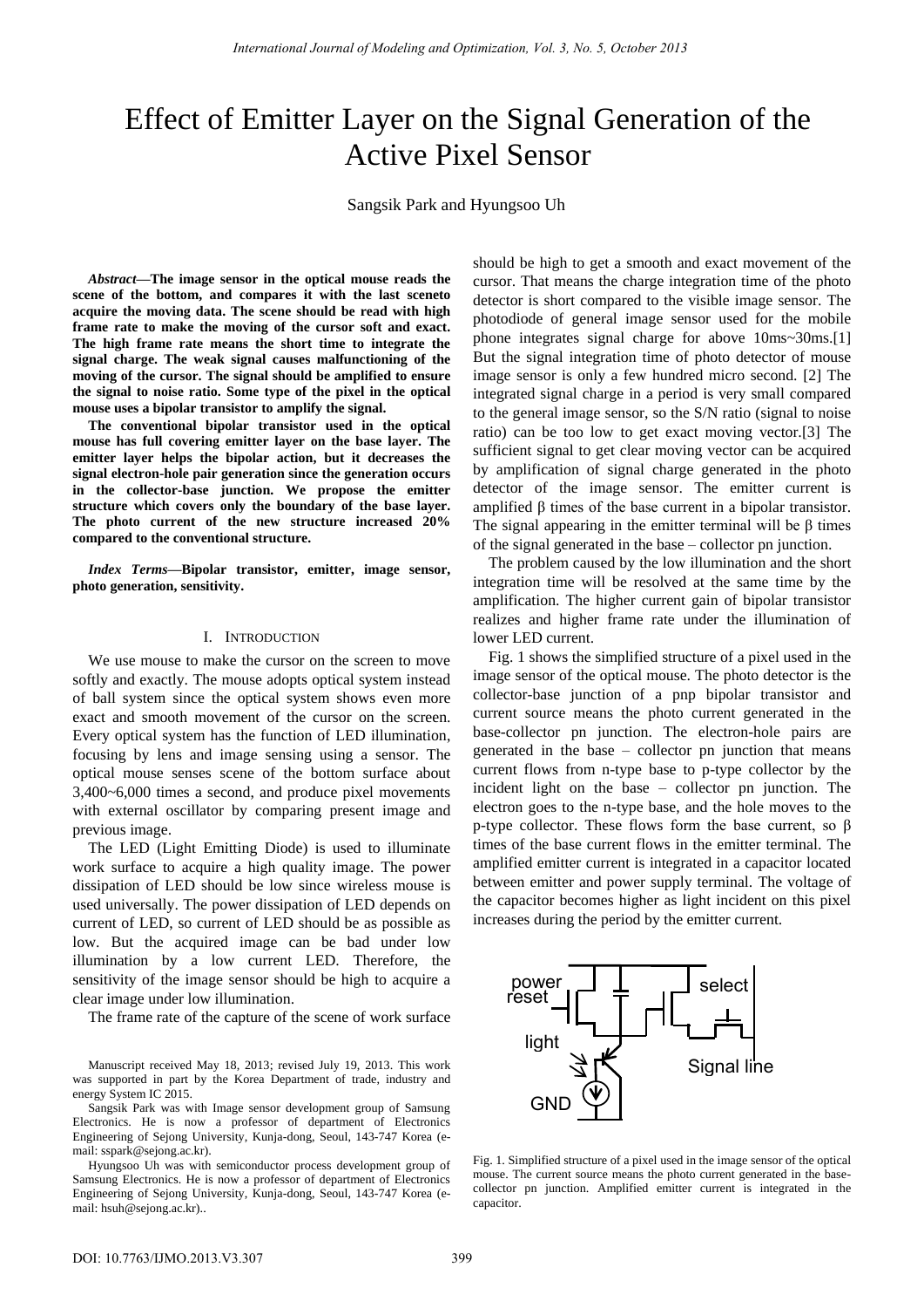# Effect of Emitter Layer on the Signal Generation of the Active Pixel Sensor

Sangsik Park and Hyungsoo Uh

***Abstract*—The image sensor in the optical mouse reads the scene of the bottom, and compares it with the last sceneto acquire the moving data. The scene should be read with high frame rate to make the moving of the cursor soft and exact. The high frame rate means the short time to integrate the signal charge. The weak signal causes malfunctioning of the moving of the cursor. The signal should be amplified to ensure the signal to noise ratio. Some type of the pixel in the optical mouse uses a bipolar transistor to amplify the signal.**

**The conventional bipolar transistor used in the optical mouse has full covering emitter layer on the base layer. The emitter layer helps the bipolar action, but it decreases the signal electron-hole pair generation since the generation occurs in the collector-base junction. We propose the emitter structure which covers only the boundary of the base layer. The photo current of the new structure increased 20% compared to the conventional structure.**

***Index Terms*—Bipolar transistor, emitter, image sensor, photo generation, sensitivity.**

## I. Introduction

We use mouse to make the cursor on the screen to move softly and exactly. The mouse adopts optical system instead of ball system since the optical system shows even more exact and smooth movement of the cursor on the screen. Every optical system has the function of LED illumination, focusing by lens and image sensing using a sensor. The optical mouse senses scene of the bottom surface about 3,400~6,000 times a second, and produce pixel movements with external oscillator by comparing present image and previous image.

The LED (Light Emitting Diode) is used to illuminate work surface to acquire a high quality image. The power dissipation of LED should be low since wireless mouse is used universally. The power dissipation of LED depends on current of LED, so current of LED should be as possible as low. But the acquired image can be bad under low illumination by a low current LED. Therefore, the sensitivity of the image sensor should be high to acquire a clear image under low illumination.

The frame rate of the capture of the scene of work surface should be high to get a smooth and exact movement of the cursor. That means the charge integration time of the photo detector is short compared to the visible image sensor. The photodiode of general image sensor used for the mobile phone integrates signal charge for above 10ms~30ms.[1] But the signal integration time of photo detector of mouse image sensor is only a few hundred micro second. [2] The integrated signal charge in a period is very small compared to the general image sensor, so the S/N ratio (signal to noise ratio) can be too low to get exact moving vector.[3] The sufficient signal to get clear moving vector can be acquired by amplification of signal charge generated in the photo detector of the image sensor. The emitter current is amplified $\beta$ times of the base current in a bipolar transistor. The signal appearing in the emitter terminal will be $\beta$ times of the signal generated in the base – collector pn junction.

The problem caused by the low illumination and the short integration time will be resolved at the same time by the amplification. The higher current gain of bipolar transistor realizes and higher frame rate under the illumination of lower LED current.

Fig. 1 shows the simplified structure of a pixel used in the image sensor of the optical mouse. The photo detector is the collector-base junction of a pnp bipolar transistor and current source means the photo current generated in the base-collector pn junction. The electron-hole pairs are generated in the base – collector pn junction that means current flows from n-type base to p-type collector by the incident light on the base – collector pn junction. The electron goes to the n-type base, and the hole moves to the p-type collector. These flows form the base current, so $\beta$ times of the base current flows in the emitter terminal. The amplified emitter current is integrated in a capacitor located between emitter and power supply terminal. The voltage of the capacitor becomes higher as light incident on this pixel increases during the period by the emitter current.

Fig. 1. Simplified structure of a pixel used in the image sensor of the optical mouse. The current source means the photo current generated in the base-collector pn junction. Amplified emitter current is integrated in the capacitor.

Manuscript received May 18, 2013; revised July 19, 2013. This work was supported in part by the Korea Department of trade, industry and energy System IC 2015.

Sangsik Park was with Image sensor development group of Samsung Electronics. He is now a professor of department of Electronics Engineering of Sejong University, Kunja-dong, Seoul, 143-747 Korea (e-mail: sspark@sejong.ac.kr).

Hyungsoo Uh was with semiconductor process development group of Samsung Electronics. He is now a professor of department of Electronics Engineering of Sejong University, Kunja-dong, Seoul, 143-747 Korea (e-mail: hsuh@sejong.ac.kr)..

DOI: 10.7763/IJMO.2013.V3.307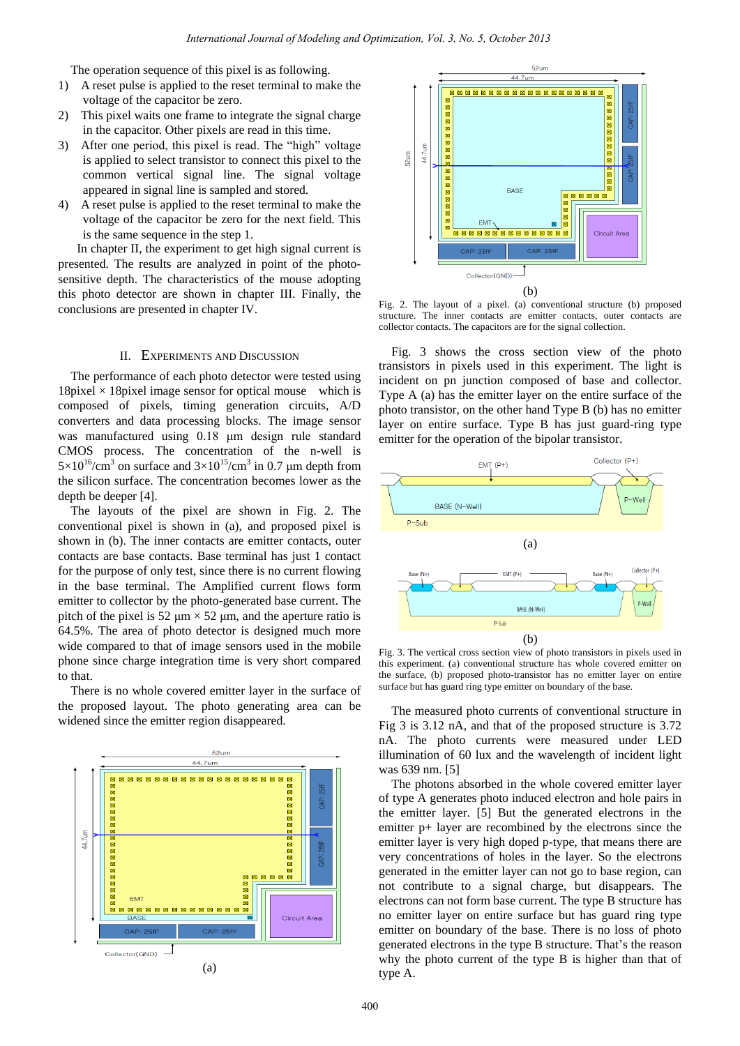The operation sequence of this pixel is as following.

1) A reset pulse is applied to the reset terminal to make the voltage of the capacitor be zero.
2) This pixel waits one frame to integrate the signal charge in the capacitor. Other pixels are read in this time.
3) After one period, this pixel is read. The "high" voltage is applied to select transistor to connect this pixel to the common vertical signal line. The signal voltage appeared in signal line is sampled and stored.
4) A reset pulse is applied to the reset terminal to make the voltage of the capacitor be zero for the next field. This is the same sequence in the step 1.

In chapter II, the experiment to get high signal current is presented. The results are analyzed in point of the photo-sensitive depth. The characteristics of the mouse adopting this photo detector are shown in chapter III. Finally, the conclusions are presented in chapter IV.

## II. Experiments and Discussion

The performance of each photo detector were tested using 18pixel × 18pixel image sensor for optical mouse which is composed of pixels, timing generation circuits, A/D converters and data processing blocks. The image sensor was manufactured using 0.18 μm design rule standard CMOS process. The concentration of the n-well is $5\times10^{16}/cm^3$ on surface and $3\times10^{15}/cm^3$ in 0.7 μm depth from the silicon surface. The concentration becomes lower as the depth be deeper [4].

The layouts of the pixel are shown in Fig. 2. The conventional pixel is shown in (a), and proposed pixel is shown in (b). The inner contacts are emitter contacts, outer contacts are base contacts. Base terminal has just 1 contact for the purpose of only test, since there is no current flowing in the base terminal. The Amplified current flows form emitter to collector by the photo-generated base current. The pitch of the pixel is 52 μm × 52 μm, and the aperture ratio is 64.5%. The area of photo detector is designed much more wide compared to that of image sensors used in the mobile phone since charge integration time is very short compared to that.

There is no whole covered emitter layer in the surface of the proposed layout. The photo generating area can be widened since the emitter region disappeared.

(a)

(b)

Fig. 2. The layout of a pixel. (a) conventional structure (b) proposed structure. The inner contacts are emitter contacts, outer contacts are collector contacts. The capacitors are for the signal collection.

Fig. 3 shows the cross section view of the photo transistors in pixels used in this experiment. The light is incident on pn junction composed of base and collector. Type A (a) has the emitter layer on the entire surface of the photo transistor, on the other hand Type B (b) has no emitter layer on entire surface. Type B has just guard-ring type emitter for the operation of the bipolar transistor.

(a)

(b)

Fig. 3. The vertical cross section view of photo transistors in pixels used in this experiment. (a) conventional structure has whole covered emitter on the surface, (b) proposed photo-transistor has no emitter layer on entire surface but has guard ring type emitter on boundary of the base.

The measured photo currents of conventional structure in Fig 3 is 3.12 nA, and that of the proposed structure is 3.72 nA. The photo currents were measured under LED illumination of 60 lux and the wavelength of incident light was 639 nm. [5]

The photons absorbed in the whole covered emitter layer of type A generates photo induced electron and hole pairs in the emitter layer. [5] But the generated electrons in the emitter p+ layer are recombined by the electrons since the emitter layer is very high doped p-type, that means there are very concentrations of holes in the layer. So the electrons generated in the emitter layer can not go to base region, can not contribute to a signal charge, but disappears. The electrons can not form base current. The type B structure has no emitter layer on entire surface but has guard ring type emitter on boundary of the base. There is no loss of photo generated electrons in the type B structure. That's the reason why the photo current of the type B is higher than that of type A.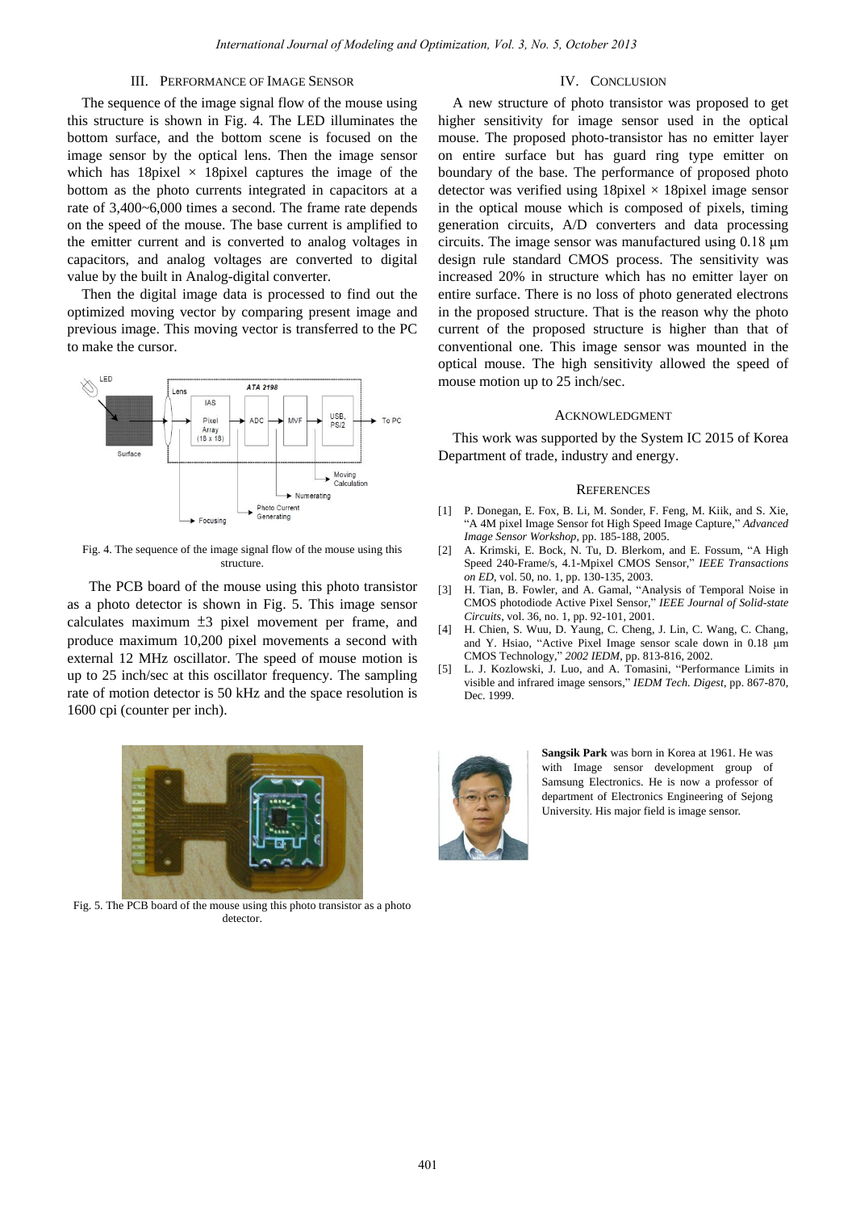## III. Performance of Image Sensor

The sequence of the image signal flow of the mouse using this structure is shown in Fig. 4. The LED illuminates the bottom surface, and the bottom scene is focused on the image sensor by the optical lens. Then the image sensor which has 18pixel × 18pixel captures the image of the bottom as the photo currents integrated in capacitors at a rate of 3,400~6,000 times a second. The frame rate depends on the speed of the mouse. The base current is amplified to the emitter current and is converted to analog voltages in capacitors, and analog voltages are converted to digital value by the built in Analog-digital converter.

Then the digital image data is processed to find out the optimized moving vector by comparing present image and previous image. This moving vector is transferred to the PC to make the cursor.

LED
Surface
Lens
ATA 2198
IAS
Pixel Array (18 x 18)
ADC
MVF
USB, PS/2
To PC
Moving Calculation
Numerating
Photo Current Generating
Focusing

Fig. 4. The sequence of the image signal flow of the mouse using this structure.

The PCB board of the mouse using this photo transistor as a photo detector is shown in Fig. 5. This image sensor calculates maximum ±3 pixel movement per frame, and produce maximum 10,200 pixel movements a second with external 12 MHz oscillator. The speed of mouse motion is up to 25 inch/sec at this oscillator frequency. The sampling rate of motion detector is 50 kHz and the space resolution is 1600 cpi (counter per inch).

Fig. 5. The PCB board of the mouse using this photo transistor as a photo detector.

## IV. Conclusion

A new structure of photo transistor was proposed to get higher sensitivity for image sensor used in the optical mouse. The proposed photo-transistor has no emitter layer on entire surface but has guard ring type emitter on boundary of the base. The performance of proposed photo detector was verified using 18pixel × 18pixel image sensor in the optical mouse which is composed of pixels, timing generation circuits, A/D converters and data processing circuits. The image sensor was manufactured using 0.18 μm design rule standard CMOS process. The sensitivity was increased 20% in structure which has no emitter layer on entire surface. There is no loss of photo generated electrons in the proposed structure. That is the reason why the photo current of the proposed structure is higher than that of conventional one. This image sensor was mounted in the optical mouse. The high sensitivity allowed the speed of mouse motion up to 25 inch/sec.

## Acknowledgment

This work was supported by the System IC 2015 of Korea Department of trade, industry and energy.

## References

[1] P. Donegan, E. Fox, B. Li, M. Sonder, F. Feng, M. Kiik, and S. Xie, "A 4M pixel Image Sensor fot High Speed Image Capture," *Advanced Image Sensor Workshop*, pp. 185-188, 2005.

[2] A. Krimski, E. Bock, N. Tu, D. Blerkom, and E. Fossum, "A High Speed 240-Frame/s, 4.1-Mpixel CMOS Sensor," *IEEE Transactions on ED*, vol. 50, no. 1, pp. 130-135, 2003.

[3] H. Tian, B. Fowler, and A. Gamal, "Analysis of Temporal Noise in CMOS photodiode Active Pixel Sensor," *IEEE Journal of Solid-state Circuits*, vol. 36, no. 1, pp. 92-101, 2001.

[4] H. Chien, S. Wuu, D. Yaung, C. Cheng, J. Lin, C. Wang, C. Chang, and Y. Hsiao, "Active Pixel Image sensor scale down in 0.18 μm CMOS Technology," *2002 IEDM*, pp. 813-816, 2002.

[5] L. J. Kozlowski, J. Luo, and A. Tomasini, "Performance Limits in visible and infrared image sensors," *IEDM Tech. Digest*, pp. 867-870, Dec. 1999.

**Sangsik Park** was born in Korea at 1961. He was with Image sensor development group of Samsung Electronics. He is now a professor of department of Electronics Engineering of Sejong University. His major field is image sensor.